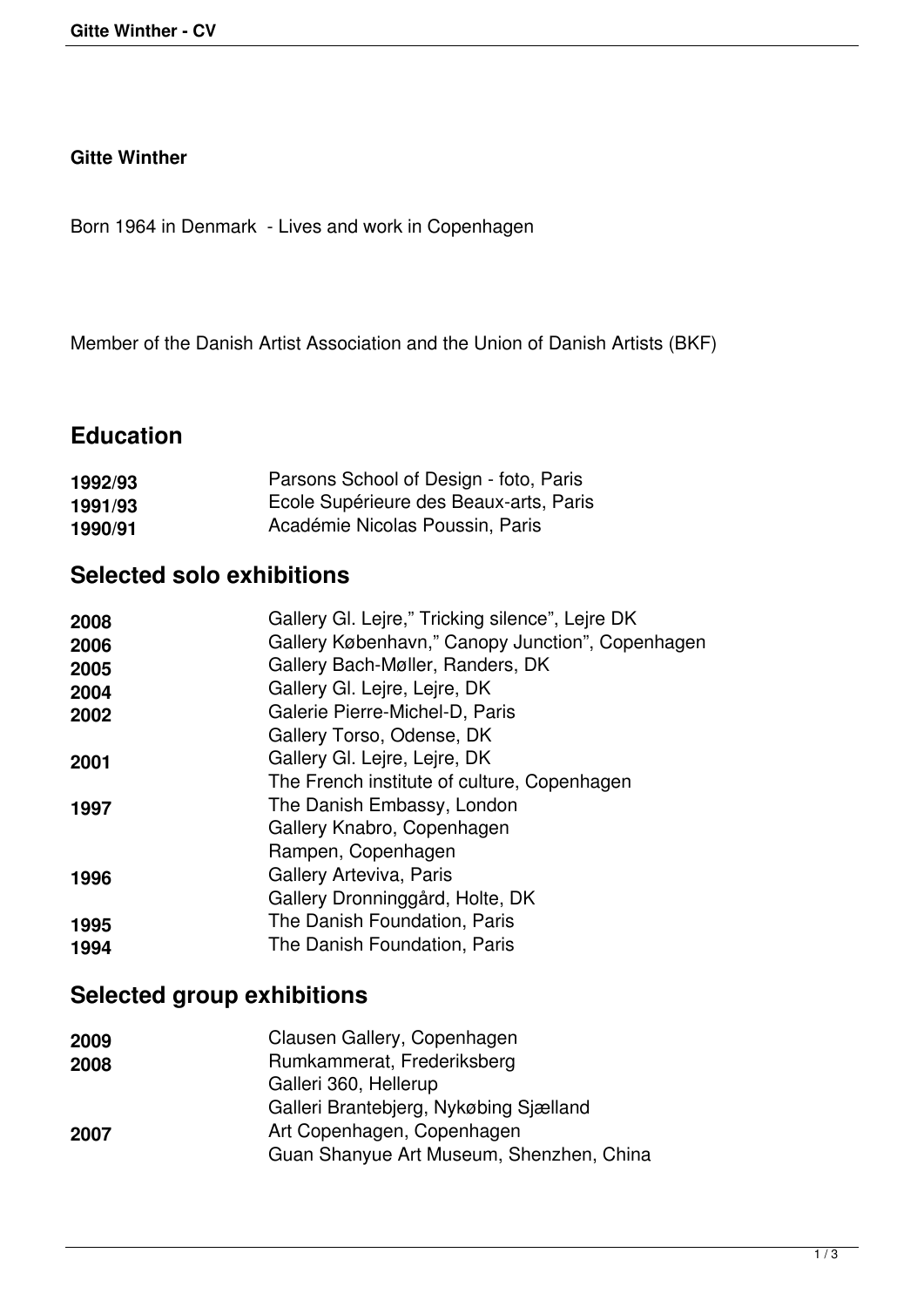**Gitte Winther**

Born 1964 in Denmark - Lives and work in Copenhagen

Member of the Danish Artist Association and the Union of Danish Artists (BKF)

## Education

| | |
|---|---|
| **1992/93** | Parsons School of Design - foto, Paris |
| **1991/93** | Ecole Supérieure des Beaux-arts, Paris |
| **1990/91** | Académie Nicolas Poussin, Paris |

## Selected solo exhibitions

| | |
|---|---|
| **2008** | Gallery Gl. Lejre,” Tricking silence”, Lejre DK |
| **2006** | Gallery København,” Canopy Junction”, Copenhagen |
| **2005** | Gallery Bach-Møller, Randers, DK |
| **2004** | Gallery Gl. Lejre, Lejre, DK |
| **2002** | Galerie Pierre-Michel-D, Paris |
| | Gallery Torso, Odense, DK |
| **2001** | Gallery Gl. Lejre, Lejre, DK |
| | The French institute of culture, Copenhagen |
| **1997** | The Danish Embassy, London |
| | Gallery Knabro, Copenhagen |
| | Rampen, Copenhagen |
| **1996** | Gallery Arteviva, Paris |
| | Gallery Dronninggård, Holte, DK |
| **1995** | The Danish Foundation, Paris |
| **1994** | The Danish Foundation, Paris |

## Selected group exhibitions

| | |
|---|---|
| **2009** | Clausen Gallery, Copenhagen |
| **2008** | Rumkammerat, Frederiksberg |
| | Galleri 360, Hellerup |
| | Galleri Brantebjerg, Nykøbing Sjælland |
| **2007** | Art Copenhagen, Copenhagen |
| | Guan Shanyue Art Museum, Shenzhen, China |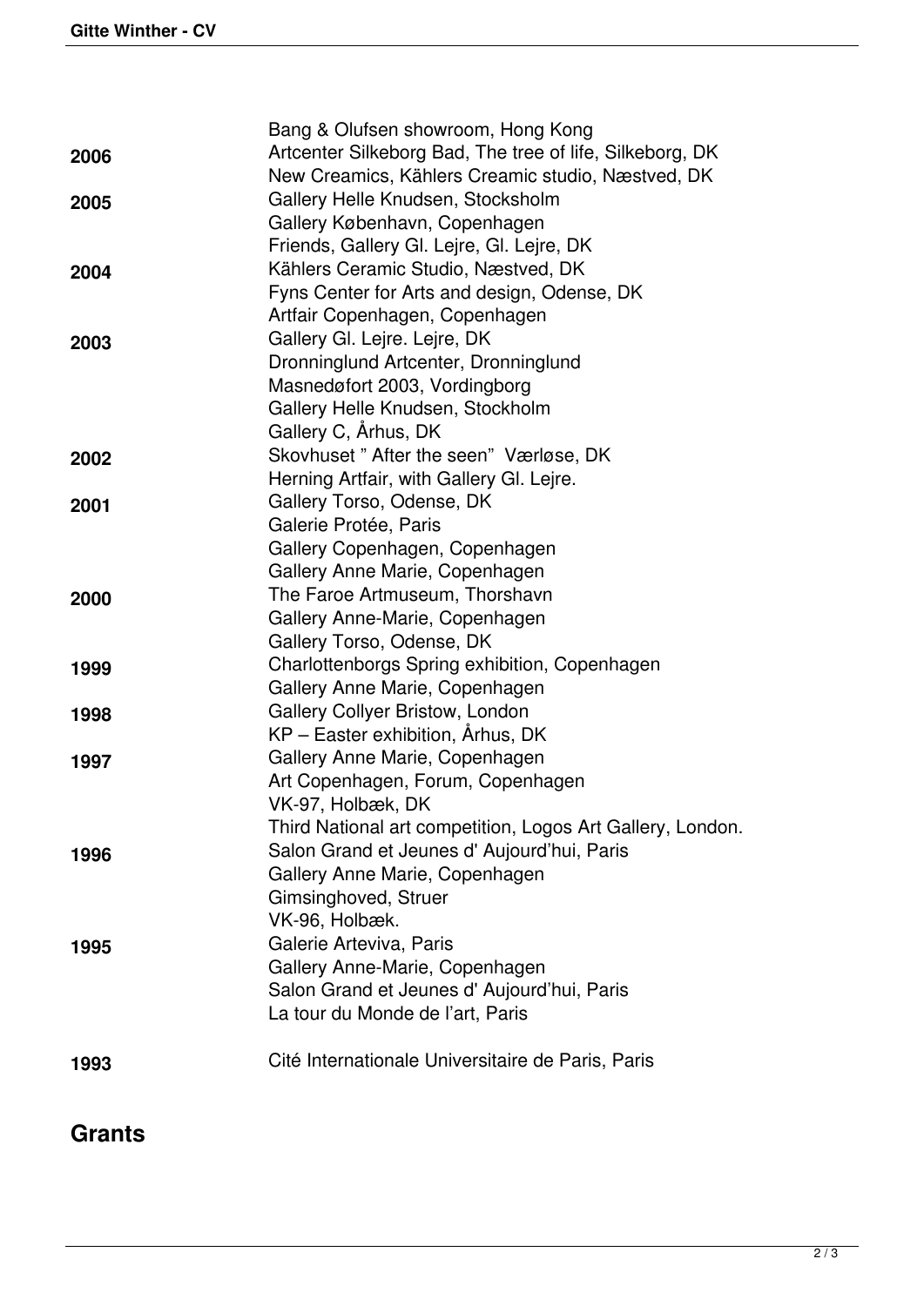| | |
|---|---|
| | Bang & Olufsen showroom, Hong Kong |
| **2006** | Artcenter Silkeborg Bad, The tree of life, Silkeborg, DK |
| | New Creamics, Kählers Creamic studio, Næstved, DK |
| **2005** | Gallery Helle Knudsen, Stocksholm |
| | Gallery København, Copenhagen |
| | Friends, Gallery Gl. Lejre, Gl. Lejre, DK |
| **2004** | Kählers Ceramic Studio, Næstved, DK |
| | Fyns Center for Arts and design, Odense, DK |
| | Artfair Copenhagen, Copenhagen |
| **2003** | Gallery Gl. Lejre. Lejre, DK |
| | Dronninglund Artcenter, Dronninglund |
| | Masnedøfort 2003, Vordingborg |
| | Gallery Helle Knudsen, Stockholm |
| | Gallery C, Århus, DK |
| **2002** | Skovhuset " After the seen" Værløse, DK |
| | Herning Artfair, with Gallery Gl. Lejre. |
| **2001** | Gallery Torso, Odense, DK |
| | Galerie Protée, Paris |
| | Gallery Copenhagen, Copenhagen |
| | Gallery Anne Marie, Copenhagen |
| **2000** | The Faroe Artmuseum, Thorshavn |
| | Gallery Anne-Marie, Copenhagen |
| | Gallery Torso, Odense, DK |
| **1999** | Charlottenborgs Spring exhibition, Copenhagen |
| | Gallery Anne Marie, Copenhagen |
| **1998** | Gallery Collyer Bristow, London |
| | KP – Easter exhibition, Århus, DK |
| **1997** | Gallery Anne Marie, Copenhagen |
| | Art Copenhagen, Forum, Copenhagen |
| | VK-97, Holbæk, DK |
| | Third National art competition, Logos Art Gallery, London. |
| **1996** | Salon Grand et Jeunes d' Aujourd'hui, Paris |
| | Gallery Anne Marie, Copenhagen |
| | Gimsinghoved, Struer |
| | VK-96, Holbæk. |
| **1995** | Galerie Arteviva, Paris |
| | Gallery Anne-Marie, Copenhagen |
| | Salon Grand et Jeunes d' Aujourd'hui, Paris |
| | La tour du Monde de l'art, Paris |
| **1993** | Cité Internationale Universitaire de Paris, Paris |

## Grants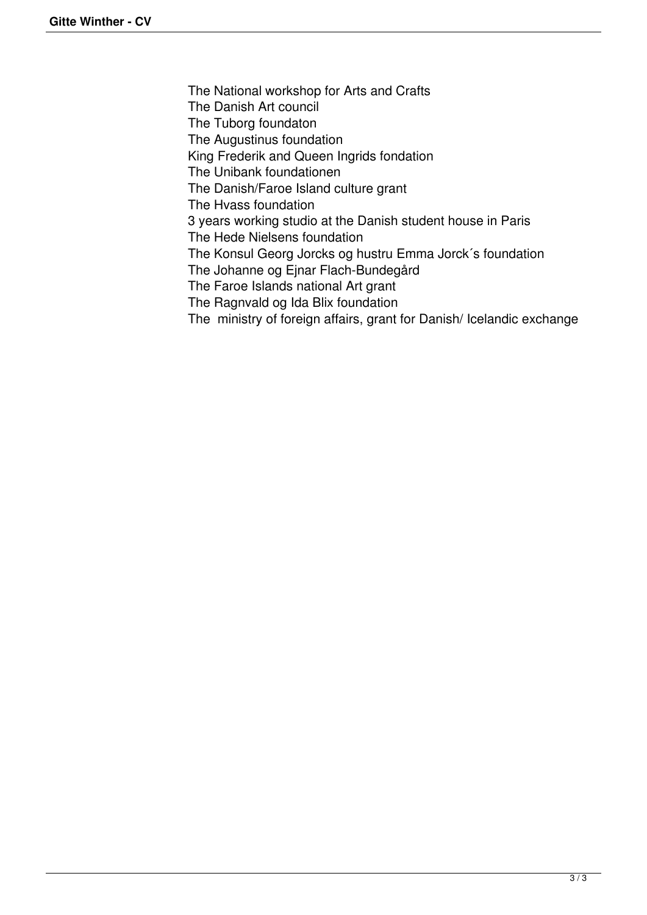The National workshop for Arts and Crafts
The Danish Art council
The Tuborg foundaton
The Augustinus foundation
King Frederik and Queen Ingrids fondation
The Unibank foundationen
The Danish/Faroe Island culture grant
The Hvass foundation
3 years working studio at the Danish student house in Paris
The Hede Nielsens foundation
The Konsul Georg Jorcks og hustru Emma Jorck´s foundation
The Johanne og Ejnar Flach-Bundegård
The Faroe Islands national Art grant
The Ragnvald og Ida Blix foundation
The ministry of foreign affairs, grant for Danish/ Icelandic exchange